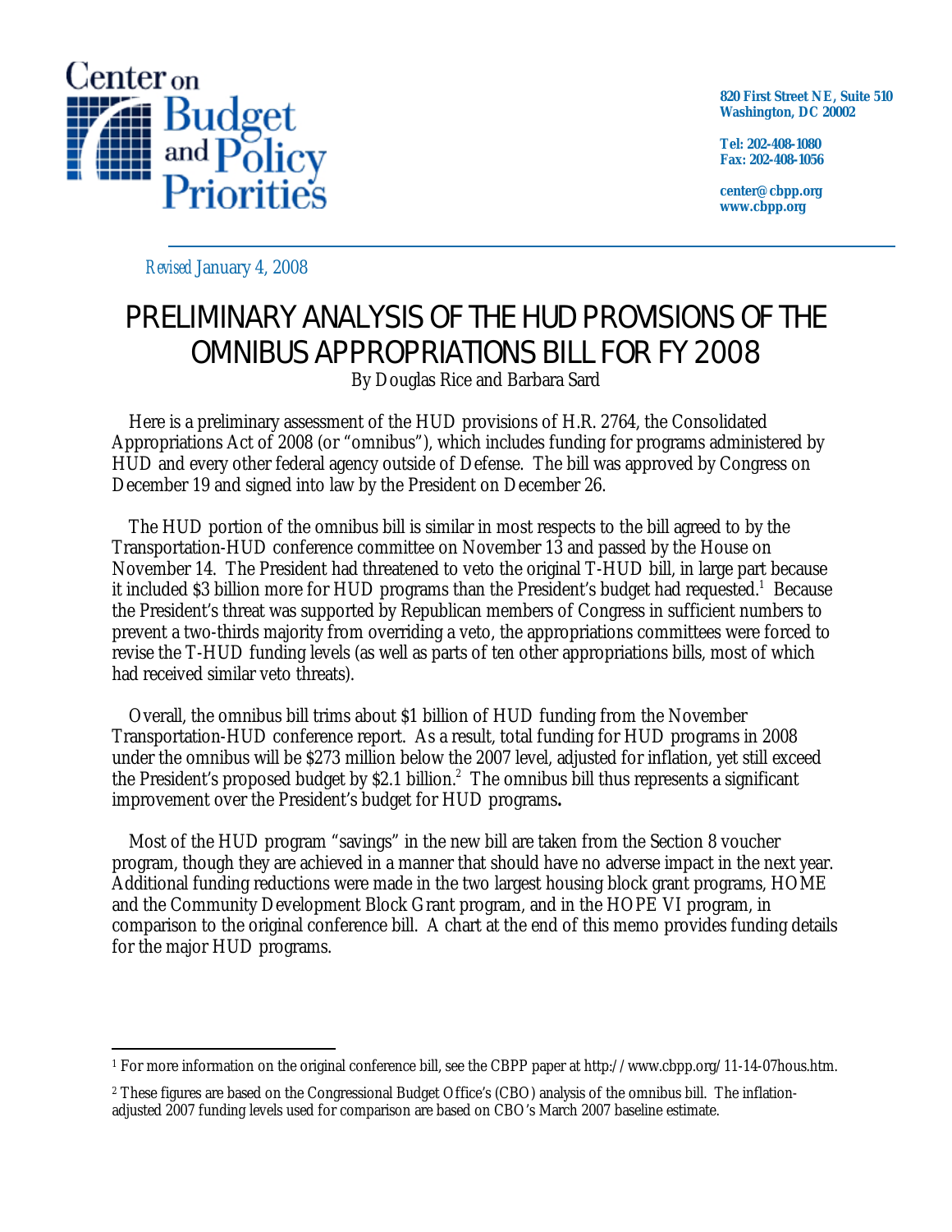Center on Budget and Policy Priorities

820 First Street NE, Suite 510
Washington, DC 20002

Tel: 202-408-1080
Fax: 202-408-1056

center@cbpp.org
www.cbpp.org

*Revised* January 4, 2008

# PRELIMINARY ANALYSIS OF THE HUD PROVISIONS OF THE OMNIBUS APPROPRIATIONS BILL FOR FY 2008

By Douglas Rice and Barbara Sard

Here is a preliminary assessment of the HUD provisions of H.R. 2764, the Consolidated Appropriations Act of 2008 (or "omnibus"), which includes funding for programs administered by HUD and every other federal agency outside of Defense. The bill was approved by Congress on December 19 and signed into law by the President on December 26.

The HUD portion of the omnibus bill is similar in most respects to the bill agreed to by the Transportation-HUD conference committee on November 13 and passed by the House on November 14. The President had threatened to veto the original T-HUD bill, in large part because it included $3 billion more for HUD programs than the President's budget had requested.[1] Because the President's threat was supported by Republican members of Congress in sufficient numbers to prevent a two-thirds majority from overriding a veto, the appropriations committees were forced to revise the T-HUD funding levels (as well as parts of ten other appropriations bills, most of which had received similar veto threats).

Overall, the omnibus bill trims about $1 billion of HUD funding from the November Transportation-HUD conference report. As a result, total funding for HUD programs in 2008 under the omnibus will be $273 million below the 2007 level, adjusted for inflation, yet still exceed the President's proposed budget by $2.1 billion.[2] The omnibus bill thus represents a significant improvement over the President's budget for HUD programs**.**

Most of the HUD program "savings" in the new bill are taken from the Section 8 voucher program, though they are achieved in a manner that should have no adverse impact in the next year. Additional funding reductions were made in the two largest housing block grant programs, HOME and the Community Development Block Grant program, and in the HOPE VI program, in comparison to the original conference bill. A chart at the end of this memo provides funding details for the major HUD programs.

---

[1] For more information on the original conference bill, see the CBPP paper at http://www.cbpp.org/11-14-07hous.htm.

[2] These figures are based on the Congressional Budget Office's (CBO) analysis of the omnibus bill. The inflation-adjusted 2007 funding levels used for comparison are based on CBO's March 2007 baseline estimate.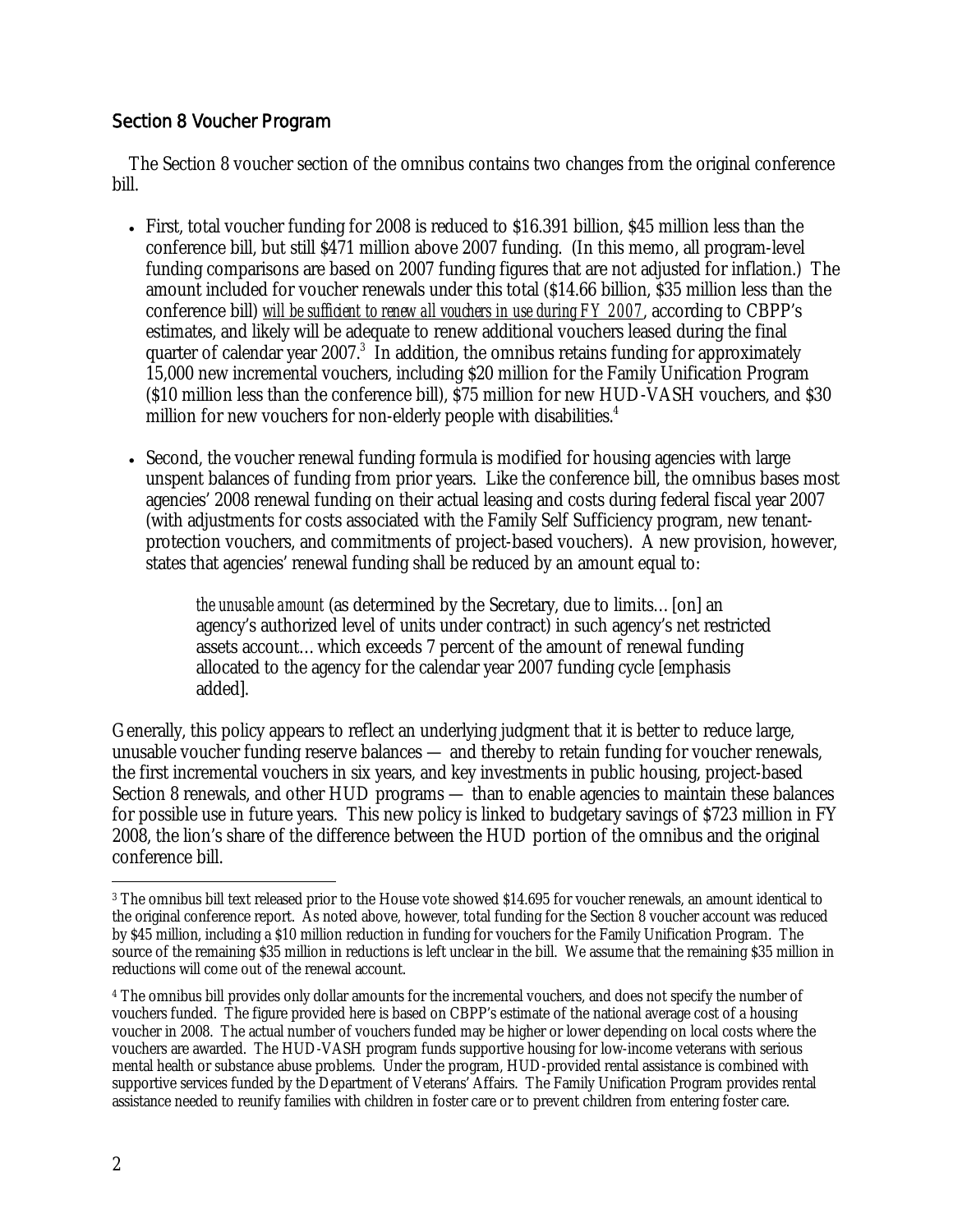## Section 8 Voucher Program

The Section 8 voucher section of the omnibus contains two changes from the original conference bill.

- First, total voucher funding for 2008 is reduced to $16.391 billion, $45 million less than the conference bill, but still $471 million above 2007 funding. (In this memo, all program-level funding comparisons are based on 2007 funding figures that are not adjusted for inflation.) The amount included for voucher renewals under this total ($14.66 billion, $35 million less than the conference bill) *will be sufficient to renew all vouchers in use during FY 2007*, according to CBPP's estimates, and likely will be adequate to renew additional vouchers leased during the final quarter of calendar year 2007.[3] In addition, the omnibus retains funding for approximately 15,000 new incremental vouchers, including $20 million for the Family Unification Program ($10 million less than the conference bill), $75 million for new HUD-VASH vouchers, and $30 million for new vouchers for non-elderly people with disabilities.[4]

- Second, the voucher renewal funding formula is modified for housing agencies with large unspent balances of funding from prior years. Like the conference bill, the omnibus bases most agencies' 2008 renewal funding on their actual leasing and costs during federal fiscal year 2007 (with adjustments for costs associated with the Family Self Sufficiency program, new tenant-protection vouchers, and commitments of project-based vouchers). A new provision, however, states that agencies' renewal funding shall be reduced by an amount equal to:

> *the unusable amount* (as determined by the Secretary, due to limits… [on] an agency's authorized level of units under contract) in such agency's net restricted assets account… which exceeds 7 percent of the amount of renewal funding allocated to the agency for the calendar year 2007 funding cycle [emphasis added].

Generally, this policy appears to reflect an underlying judgment that it is better to reduce large, unusable voucher funding reserve balances — and thereby to retain funding for voucher renewals, the first incremental vouchers in six years, and key investments in public housing, project-based Section 8 renewals, and other HUD programs — than to enable agencies to maintain these balances for possible use in future years. This new policy is linked to budgetary savings of $723 million in FY 2008, the lion's share of the difference between the HUD portion of the omnibus and the original conference bill.

---

[3] The omnibus bill text released prior to the House vote showed $14.695 for voucher renewals, an amount identical to the original conference report. As noted above, however, total funding for the Section 8 voucher account was reduced by $45 million, including a $10 million reduction in funding for vouchers for the Family Unification Program. The source of the remaining $35 million in reductions is left unclear in the bill. We assume that the remaining $35 million in reductions will come out of the renewal account.

[4] The omnibus bill provides only dollar amounts for the incremental vouchers, and does not specify the number of vouchers funded. The figure provided here is based on CBPP's estimate of the national average cost of a housing voucher in 2008. The actual number of vouchers funded may be higher or lower depending on local costs where the vouchers are awarded. The HUD-VASH program funds supportive housing for low-income veterans with serious mental health or substance abuse problems. Under the program, HUD-provided rental assistance is combined with supportive services funded by the Department of Veterans' Affairs. The Family Unification Program provides rental assistance needed to reunify families with children in foster care or to prevent children from entering foster care.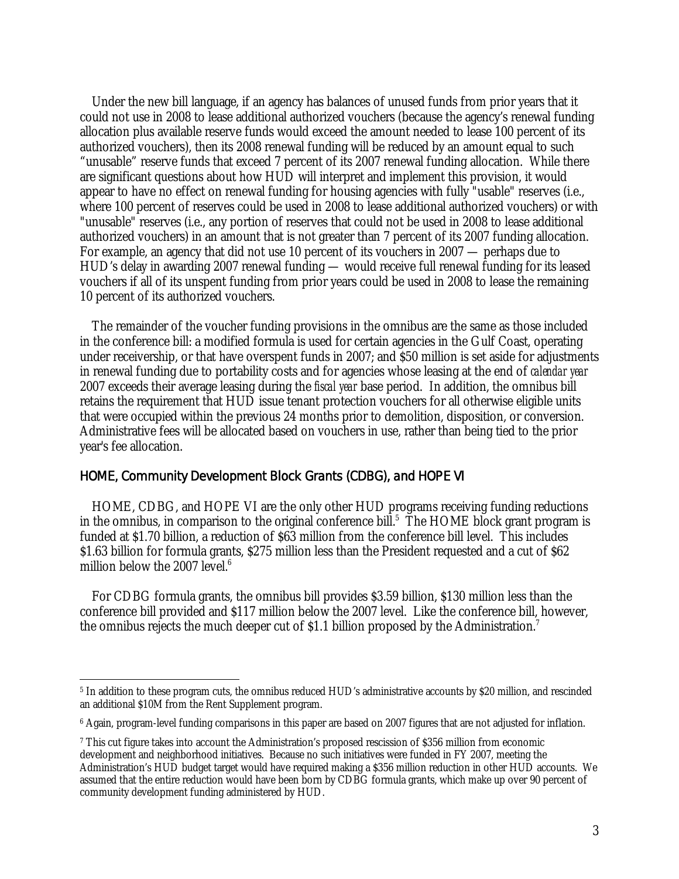Under the new bill language, if an agency has balances of unused funds from prior years that it could not use in 2008 to lease additional authorized vouchers (because the agency's renewal funding allocation plus available reserve funds would exceed the amount needed to lease 100 percent of its authorized vouchers), then its 2008 renewal funding will be reduced by an amount equal to such "unusable" reserve funds that exceed 7 percent of its 2007 renewal funding allocation. While there are significant questions about how HUD will interpret and implement this provision, it would appear to have no effect on renewal funding for housing agencies with fully "usable" reserves (i.e., where 100 percent of reserves could be used in 2008 to lease additional authorized vouchers) or with "unusable" reserves (i.e., any portion of reserves that could not be used in 2008 to lease additional authorized vouchers) in an amount that is not greater than 7 percent of its 2007 funding allocation. For example, an agency that did not use 10 percent of its vouchers in 2007 — perhaps due to HUD's delay in awarding 2007 renewal funding — would receive full renewal funding for its leased vouchers if all of its unspent funding from prior years could be used in 2008 to lease the remaining 10 percent of its authorized vouchers.

The remainder of the voucher funding provisions in the omnibus are the same as those included in the conference bill: a modified formula is used for certain agencies in the Gulf Coast, operating under receivership, or that have overspent funds in 2007; and $50 million is set aside for adjustments in renewal funding due to portability costs and for agencies whose leasing at the end of *calendar year* 2007 exceeds their average leasing during the *fiscal year* base period. In addition, the omnibus bill retains the requirement that HUD issue tenant protection vouchers for all otherwise eligible units that were occupied within the previous 24 months prior to demolition, disposition, or conversion. Administrative fees will be allocated based on vouchers in use, rather than being tied to the prior year's fee allocation.

### HOME, Community Development Block Grants (CDBG), and HOPE VI

HOME, CDBG, and HOPE VI are the only other HUD programs receiving funding reductions in the omnibus, in comparison to the original conference bill.[5] The HOME block grant program is funded at $1.70 billion, a reduction of $63 million from the conference bill level. This includes $1.63 billion for formula grants, $275 million less than the President requested and a cut of $62 million below the 2007 level.[6]

For CDBG formula grants, the omnibus bill provides $3.59 billion, $130 million less than the conference bill provided and $117 million below the 2007 level. Like the conference bill, however, the omnibus rejects the much deeper cut of $1.1 billion proposed by the Administration.[7]

---

[5] In addition to these program cuts, the omnibus reduced HUD's administrative accounts by $20 million, and rescinded an additional $10M from the Rent Supplement program.

[6] Again, program-level funding comparisons in this paper are based on 2007 figures that are not adjusted for inflation.

[7] This cut figure takes into account the Administration's proposed rescission of $356 million from economic development and neighborhood initiatives. Because no such initiatives were funded in FY 2007, meeting the Administration's HUD budget target would have required making a $356 million reduction in other HUD accounts. We assumed that the entire reduction would have been born by CDBG formula grants, which make up over 90 percent of community development funding administered by HUD.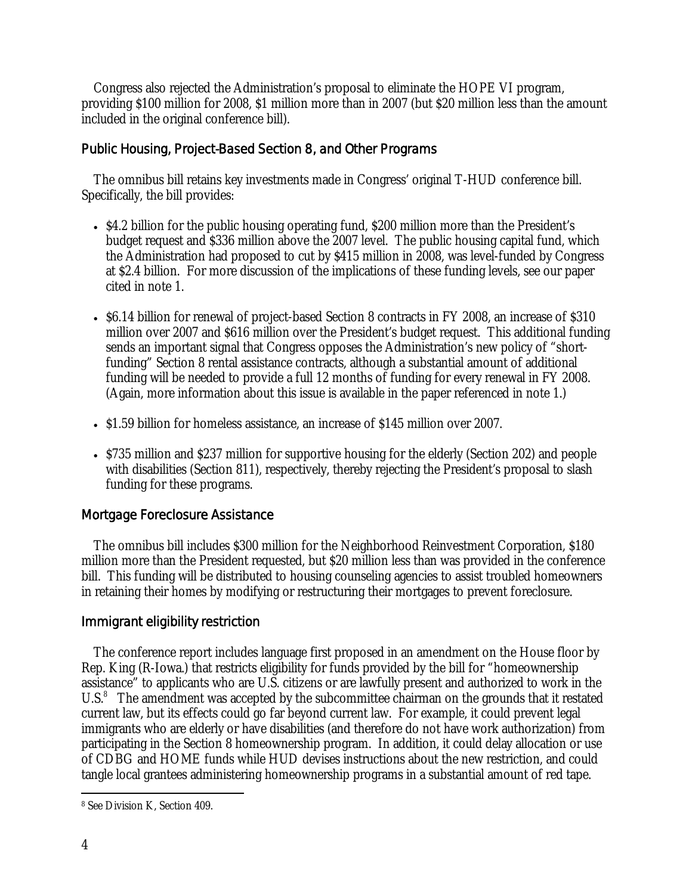Congress also rejected the Administration's proposal to eliminate the HOPE VI program, providing $100 million for 2008, $1 million more than in 2007 (but $20 million less than the amount included in the original conference bill).

## Public Housing, Project-Based Section 8, and Other Programs

The omnibus bill retains key investments made in Congress' original T-HUD conference bill. Specifically, the bill provides:

- $4.2 billion for the public housing operating fund, $200 million more than the President's budget request and $336 million above the 2007 level. The public housing capital fund, which the Administration had proposed to cut by $415 million in 2008, was level-funded by Congress at $2.4 billion. For more discussion of the implications of these funding levels, see our paper cited in note 1.

- $6.14 billion for renewal of project-based Section 8 contracts in FY 2008, an increase of $310 million over 2007 and $616 million over the President's budget request. This additional funding sends an important signal that Congress opposes the Administration's new policy of "short-funding" Section 8 rental assistance contracts, although a substantial amount of additional funding will be needed to provide a full 12 months of funding for every renewal in FY 2008. (Again, more information about this issue is available in the paper referenced in note 1.)

- $1.59 billion for homeless assistance, an increase of $145 million over 2007.

- $735 million and $237 million for supportive housing for the elderly (Section 202) and people with disabilities (Section 811), respectively, thereby rejecting the President's proposal to slash funding for these programs.

## Mortgage Foreclosure Assistance

The omnibus bill includes $300 million for the Neighborhood Reinvestment Corporation, $180 million more than the President requested, but $20 million less than was provided in the conference bill. This funding will be distributed to housing counseling agencies to assist troubled homeowners in retaining their homes by modifying or restructuring their mortgages to prevent foreclosure.

## Immigrant eligibility restriction

The conference report includes language first proposed in an amendment on the House floor by Rep. King (R-Iowa.) that restricts eligibility for funds provided by the bill for "homeownership assistance" to applicants who are U.S. citizens or are lawfully present and authorized to work in the U.S.[8] The amendment was accepted by the subcommittee chairman on the grounds that it restated current law, but its effects could go far beyond current law. For example, it could prevent legal immigrants who are elderly or have disabilities (and therefore do not have work authorization) from participating in the Section 8 homeownership program. In addition, it could delay allocation or use of CDBG and HOME funds while HUD devises instructions about the new restriction, and could tangle local grantees administering homeownership programs in a substantial amount of red tape.

---

[8] See Division K, Section 409.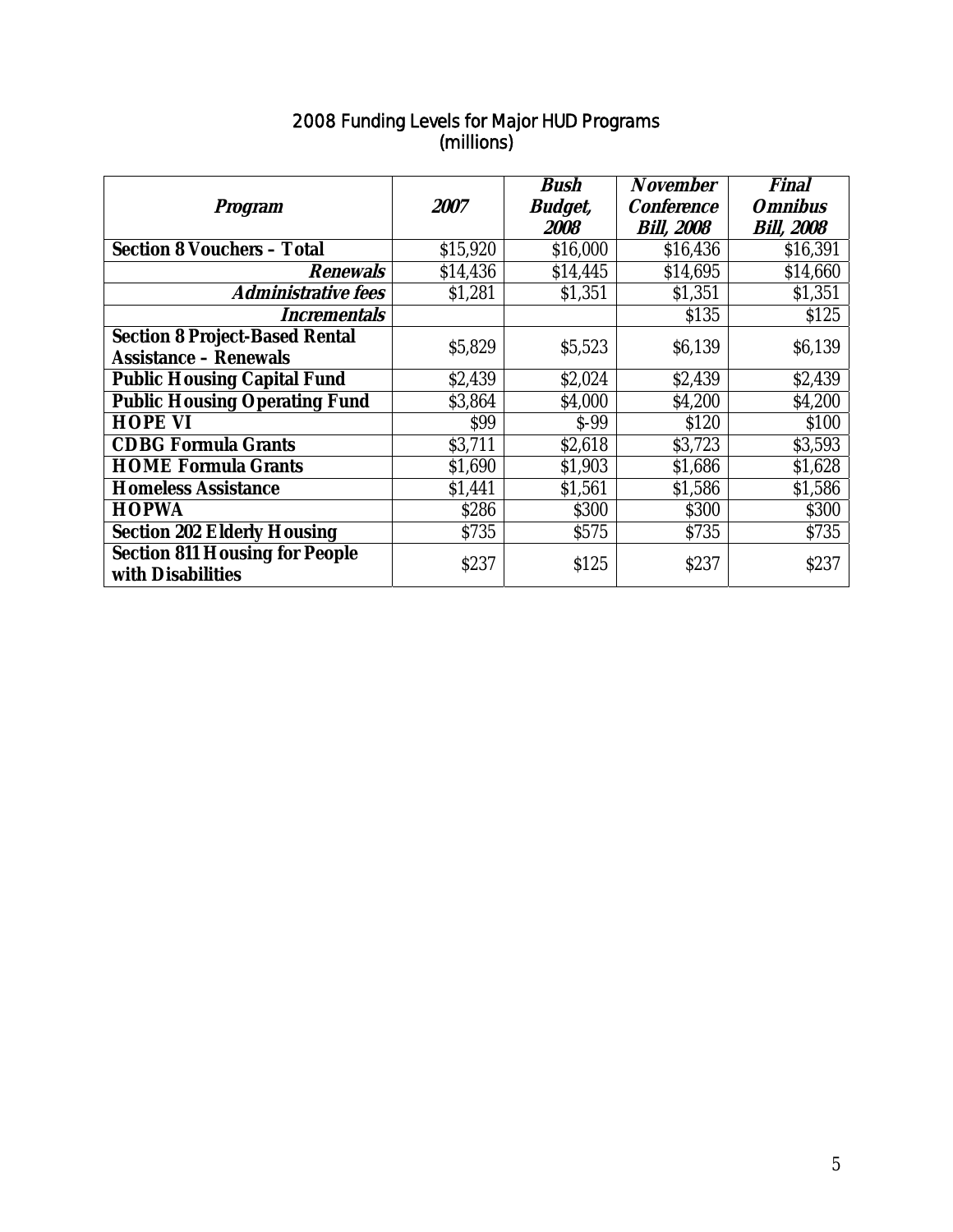## 2008 Funding Levels for Major HUD Programs
(millions)

| ***Program*** | ***2007*** | ***Bush Budget, 2008*** | ***November Conference Bill, 2008*** | ***Final Omnibus Bill, 2008*** |
|---|---|---|---|---|
| **Section 8 Vouchers – Total** | $15,920 | $16,000 | $16,436 | $16,391 |
| ***Renewals*** | $14,436 | $14,445 | $14,695 | $14,660 |
| ***Administrative fees*** | $1,281 | $1,351 | $1,351 | $1,351 |
| ***Incrementals*** | | | $135 | $125 |
| **Section 8 Project-Based Rental Assistance – Renewals** | $5,829 | $5,523 | $6,139 | $6,139 |
| **Public Housing Capital Fund** | $2,439 | $2,024 | $2,439 | $2,439 |
| **Public Housing Operating Fund** | $3,864 | $4,000 | $4,200 | $4,200 |
| **HOPE VI** | $99 | $-99 | $120 | $100 |
| **CDBG Formula Grants** | $3,711 | $2,618 | $3,723 | $3,593 |
| **HOME Formula Grants** | $1,690 | $1,903 | $1,686 | $1,628 |
| **Homeless Assistance** | $1,441 | $1,561 | $1,586 | $1,586 |
| **HOPWA** | $286 | $300 | $300 | $300 |
| **Section 202 Elderly Housing** | $735 | $575 | $735 | $735 |
| **Section 811 Housing for People with Disabilities** | $237 | $125 | $237 | $237 |